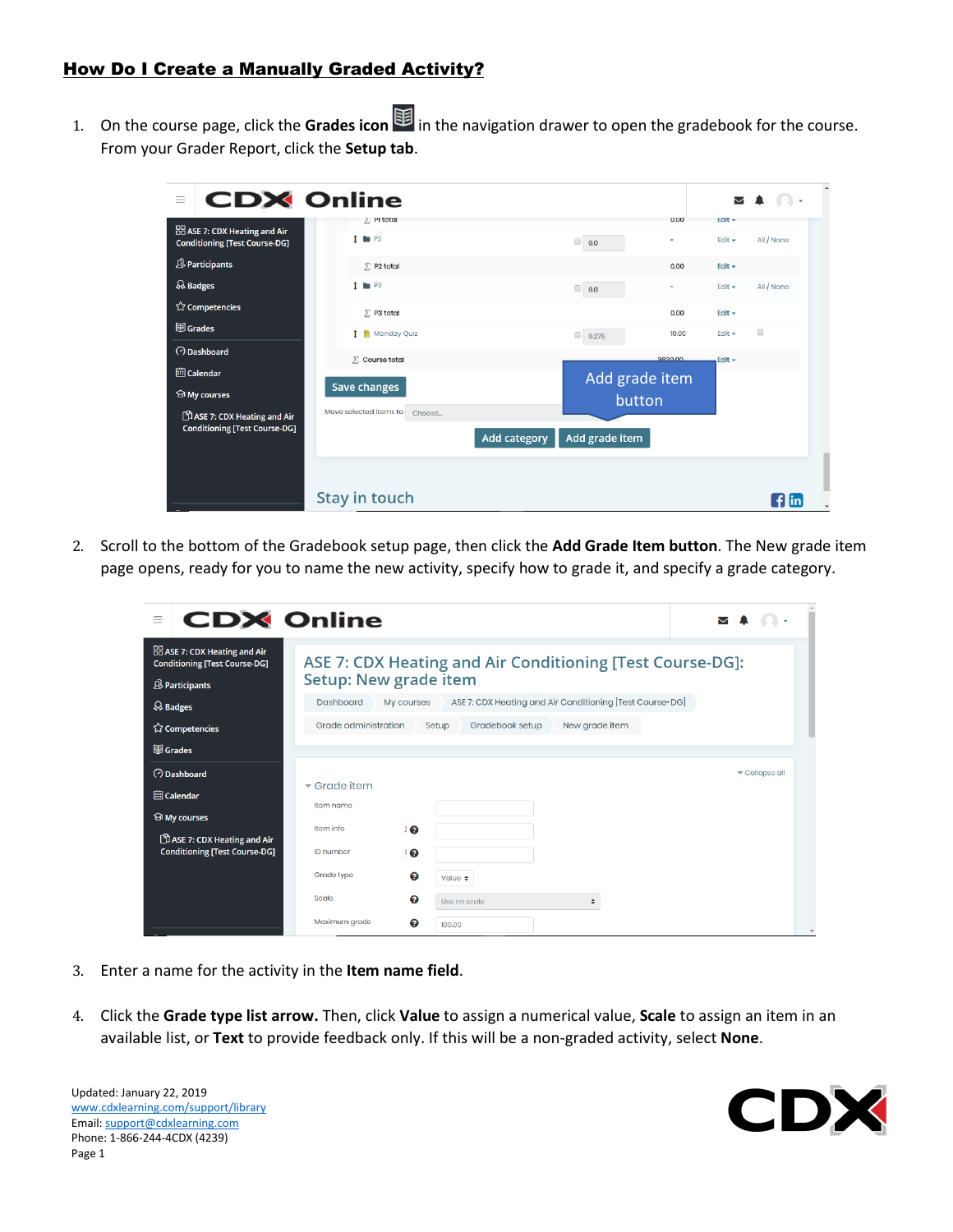# How Do I Create a Manually Graded Activity?

1. On the course page, click the **Grades icon** in the navigation drawer to open the gradebook for the course. From your Grader Report, click the **Setup tab**.

2. Scroll to the bottom of the Gradebook setup page, then click the **Add Grade Item button**. The New grade item page opens, ready for you to name the new activity, specify how to grade it, and specify a grade category.

3. Enter a name for the activity in the **Item name field**.

4. Click the **Grade type list arrow.** Then, click **Value** to assign a numerical value, **Scale** to assign an item in an available list, or **Text** to provide feedback only. If this will be a non-graded activity, select **None**.

Updated: January 22, 2019
www.cdxlearning.com/support/library
Email: support@cdxlearning.com
Phone: 1-866-244-4CDX (4239)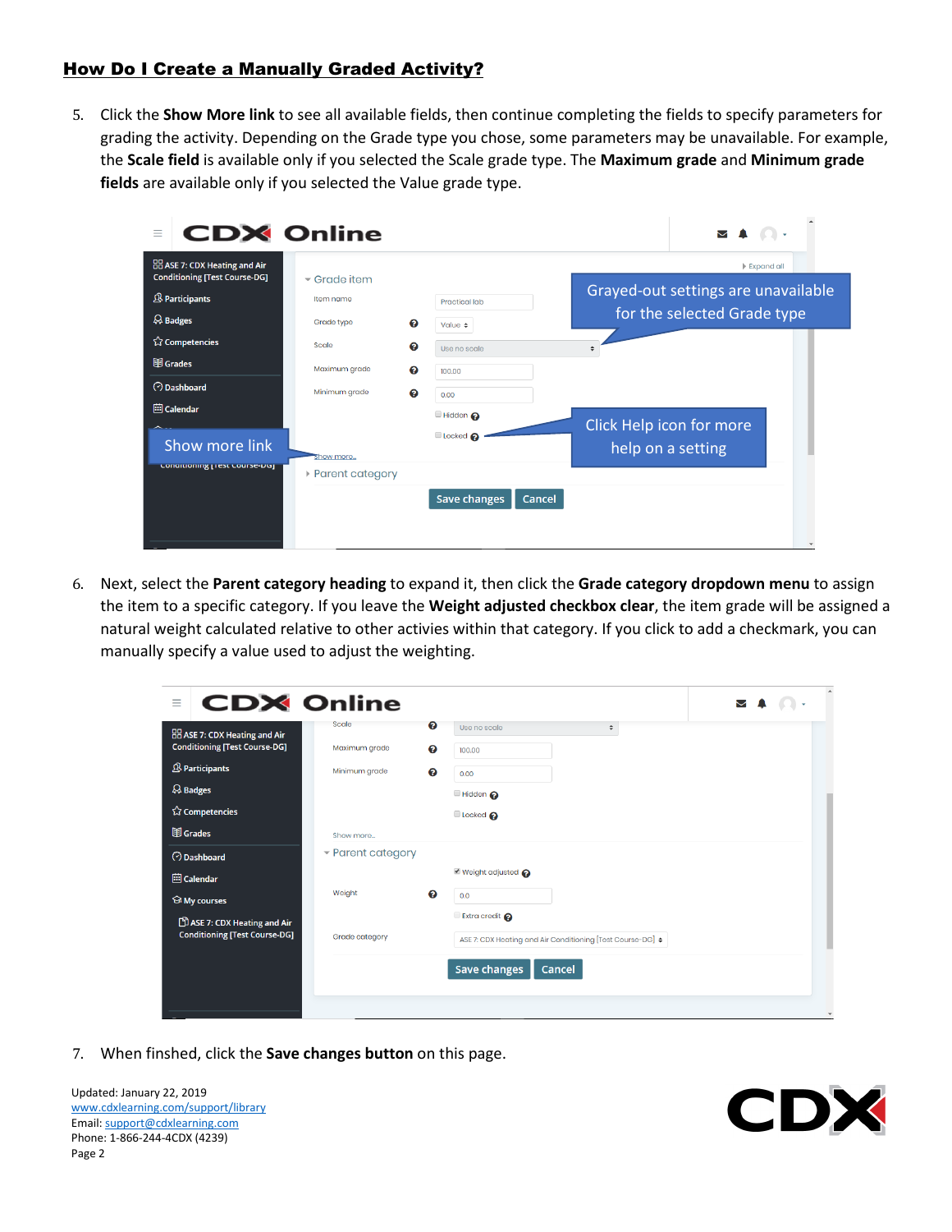## How Do I Create a Manually Graded Activity?

5. Click the **Show More link** to see all available fields, then continue completing the fields to specify parameters for grading the activity. Depending on the Grade type you chose, some parameters may be unavailable. For example, the **Scale field** is available only if you selected the Scale grade type. The **Maximum grade** and **Minimum grade fields** are available only if you selected the Value grade type.

6. Next, select the **Parent category heading** to expand it, then click the **Grade category dropdown menu** to assign the item to a specific category. If you leave the **Weight adjusted checkbox clear**, the item grade will be assigned a natural weight calculated relative to other activies within that category. If you click to add a checkmark, you can manually specify a value used to adjust the weighting.

7. When finshed, click the **Save changes button** on this page.

Updated: January 22, 2019
www.cdxlearning.com/support/library
Email: support@cdxlearning.com
Phone: 1-866-244-4CDX (4239)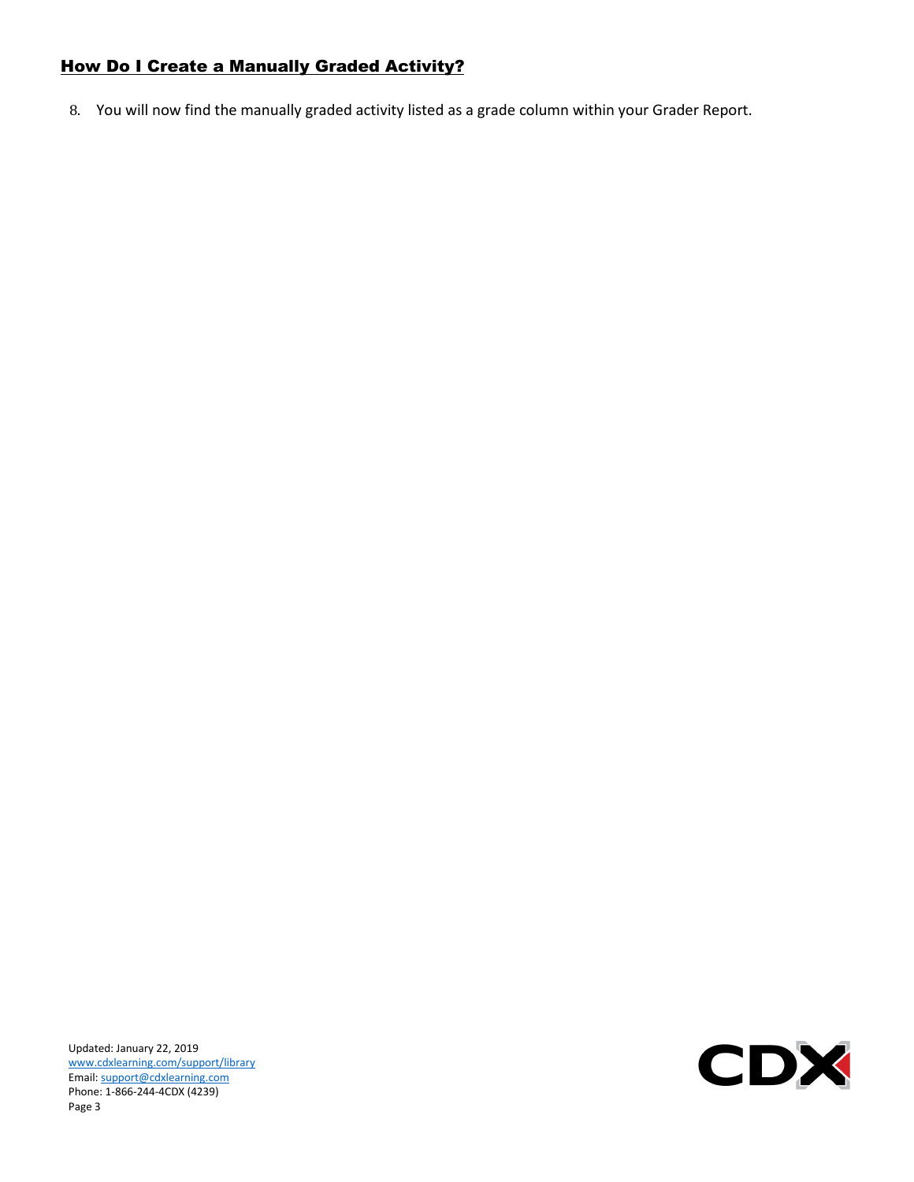## How Do I Create a Manually Graded Activity?

8. You will now find the manually graded activity listed as a grade column within your Grader Report.